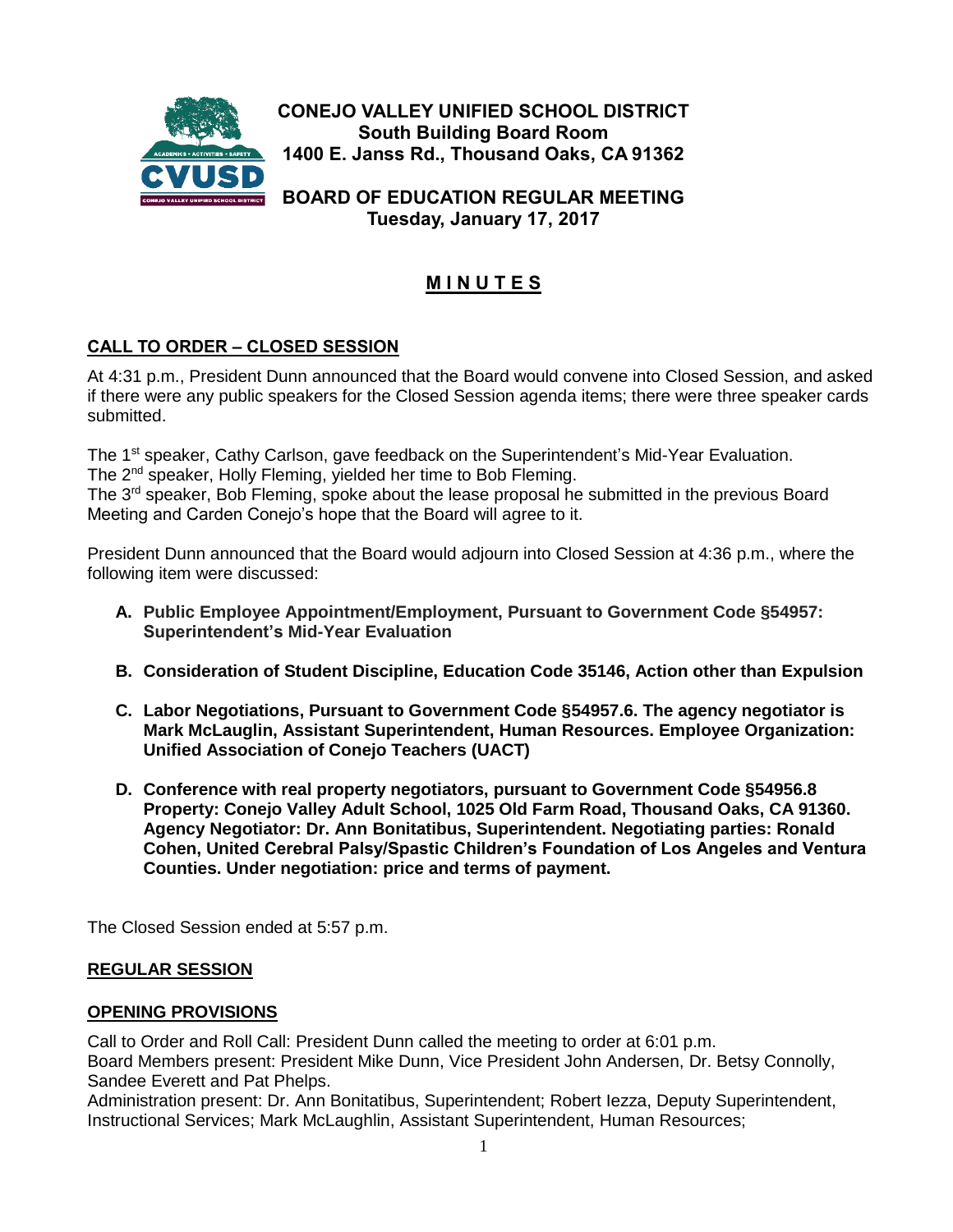**CONEJO VALLEY UNIFIED SCHOOL DISTRICT**
**South Building Board Room**
**1400 E. Janss Rd., Thousand Oaks, CA 91362**

**BOARD OF EDUCATION REGULAR MEETING**
**Tuesday, January 17, 2017**

# MINUTES

## CALL TO ORDER – CLOSED SESSION

At 4:31 p.m., President Dunn announced that the Board would convene into Closed Session, and asked if there were any public speakers for the Closed Session agenda items; there were three speaker cards submitted.

The 1st speaker, Cathy Carlson, gave feedback on the Superintendent's Mid-Year Evaluation.
The 2nd speaker, Holly Fleming, yielded her time to Bob Fleming.
The 3rd speaker, Bob Fleming, spoke about the lease proposal he submitted in the previous Board Meeting and Carden Conejo's hope that the Board will agree to it.

President Dunn announced that the Board would adjourn into Closed Session at 4:36 p.m., where the following item were discussed:

- **A. Public Employee Appointment/Employment, Pursuant to Government Code §54957: Superintendent's Mid-Year Evaluation**
- **B. Consideration of Student Discipline, Education Code 35146, Action other than Expulsion**
- **C. Labor Negotiations, Pursuant to Government Code §54957.6. The agency negotiator is Mark McLaughlin, Assistant Superintendent, Human Resources. Employee Organization: Unified Association of Conejo Teachers (UACT)**
- **D. Conference with real property negotiators, pursuant to Government Code §54956.8 Property: Conejo Valley Adult School, 1025 Old Farm Road, Thousand Oaks, CA 91360. Agency Negotiator: Dr. Ann Bonitatibus, Superintendent. Negotiating parties: Ronald Cohen, United Cerebral Palsy/Spastic Children's Foundation of Los Angeles and Ventura Counties. Under negotiation: price and terms of payment.**

The Closed Session ended at 5:57 p.m.

## REGULAR SESSION

## OPENING PROVISIONS

Call to Order and Roll Call: President Dunn called the meeting to order at 6:01 p.m.
Board Members present: President Mike Dunn, Vice President John Andersen, Dr. Betsy Connolly, Sandee Everett and Pat Phelps.
Administration present: Dr. Ann Bonitatibus, Superintendent; Robert Iezza, Deputy Superintendent, Instructional Services; Mark McLaughlin, Assistant Superintendent, Human Resources;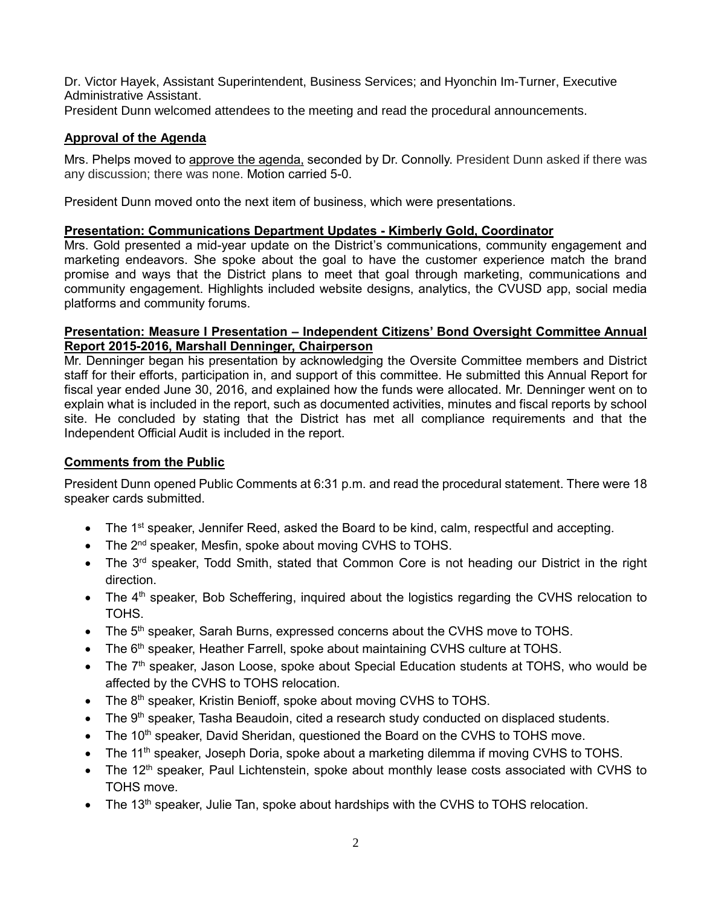Dr. Victor Hayek, Assistant Superintendent, Business Services; and Hyonchin Im-Turner, Executive Administrative Assistant.

President Dunn welcomed attendees to the meeting and read the procedural announcements.

## Approval of the Agenda

Mrs. Phelps moved to approve the agenda, seconded by Dr. Connolly. President Dunn asked if there was any discussion; there was none. Motion carried 5-0.

President Dunn moved onto the next item of business, which were presentations.

## Presentation: Communications Department Updates - Kimberly Gold, Coordinator

Mrs. Gold presented a mid-year update on the District's communications, community engagement and marketing endeavors. She spoke about the goal to have the customer experience match the brand promise and ways that the District plans to meet that goal through marketing, communications and community engagement. Highlights included website designs, analytics, the CVUSD app, social media platforms and community forums.

## Presentation: Measure I Presentation – Independent Citizens' Bond Oversight Committee Annual Report 2015-2016, Marshall Denninger, Chairperson

Mr. Denninger began his presentation by acknowledging the Oversite Committee members and District staff for their efforts, participation in, and support of this committee. He submitted this Annual Report for fiscal year ended June 30, 2016, and explained how the funds were allocated. Mr. Denninger went on to explain what is included in the report, such as documented activities, minutes and fiscal reports by school site. He concluded by stating that the District has met all compliance requirements and that the Independent Official Audit is included in the report.

## Comments from the Public

President Dunn opened Public Comments at 6:31 p.m. and read the procedural statement. There were 18 speaker cards submitted.

- The 1st speaker, Jennifer Reed, asked the Board to be kind, calm, respectful and accepting.
- The 2nd speaker, Mesfin, spoke about moving CVHS to TOHS.
- The 3rd speaker, Todd Smith, stated that Common Core is not heading our District in the right direction.
- The 4th speaker, Bob Scheffering, inquired about the logistics regarding the CVHS relocation to TOHS.
- The 5th speaker, Sarah Burns, expressed concerns about the CVHS move to TOHS.
- The 6th speaker, Heather Farrell, spoke about maintaining CVHS culture at TOHS.
- The 7th speaker, Jason Loose, spoke about Special Education students at TOHS, who would be affected by the CVHS to TOHS relocation.
- The 8th speaker, Kristin Benioff, spoke about moving CVHS to TOHS.
- The 9th speaker, Tasha Beaudoin, cited a research study conducted on displaced students.
- The 10th speaker, David Sheridan, questioned the Board on the CVHS to TOHS move.
- The 11th speaker, Joseph Doria, spoke about a marketing dilemma if moving CVHS to TOHS.
- The 12th speaker, Paul Lichtenstein, spoke about monthly lease costs associated with CVHS to TOHS move.
- The 13th speaker, Julie Tan, spoke about hardships with the CVHS to TOHS relocation.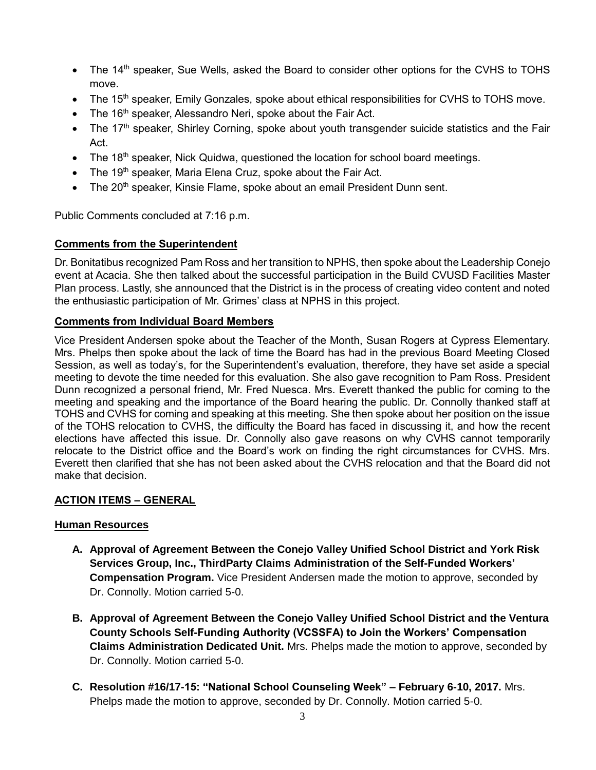- The 14th speaker, Sue Wells, asked the Board to consider other options for the CVHS to TOHS move.
- The 15th speaker, Emily Gonzales, spoke about ethical responsibilities for CVHS to TOHS move.
- The 16th speaker, Alessandro Neri, spoke about the Fair Act.
- The 17th speaker, Shirley Corning, spoke about youth transgender suicide statistics and the Fair Act.
- The 18th speaker, Nick Quidwa, questioned the location for school board meetings.
- The 19th speaker, Maria Elena Cruz, spoke about the Fair Act.
- The 20th speaker, Kinsie Flame, spoke about an email President Dunn sent.

Public Comments concluded at 7:16 p.m.

**Comments from the Superintendent**

Dr. Bonitatibus recognized Pam Ross and her transition to NPHS, then spoke about the Leadership Conejo event at Acacia. She then talked about the successful participation in the Build CVUSD Facilities Master Plan process. Lastly, she announced that the District is in the process of creating video content and noted the enthusiastic participation of Mr. Grimes' class at NPHS in this project.

**Comments from Individual Board Members**

Vice President Andersen spoke about the Teacher of the Month, Susan Rogers at Cypress Elementary. Mrs. Phelps then spoke about the lack of time the Board has had in the previous Board Meeting Closed Session, as well as today's, for the Superintendent's evaluation, therefore, they have set aside a special meeting to devote the time needed for this evaluation. She also gave recognition to Pam Ross. President Dunn recognized a personal friend, Mr. Fred Nuesca. Mrs. Everett thanked the public for coming to the meeting and speaking and the importance of the Board hearing the public. Dr. Connolly thanked staff at TOHS and CVHS for coming and speaking at this meeting. She then spoke about her position on the issue of the TOHS relocation to CVHS, the difficulty the Board has faced in discussing it, and how the recent elections have affected this issue. Dr. Connolly also gave reasons on why CVHS cannot temporarily relocate to the District office and the Board's work on finding the right circumstances for CVHS. Mrs. Everett then clarified that she has not been asked about the CVHS relocation and that the Board did not make that decision.

**ACTION ITEMS – GENERAL**

**Human Resources**

A. **Approval of Agreement Between the Conejo Valley Unified School District and York Risk Services Group, Inc., ThirdParty Claims Administration of the Self-Funded Workers' Compensation Program.** Vice President Andersen made the motion to approve, seconded by Dr. Connolly. Motion carried 5-0.

B. **Approval of Agreement Between the Conejo Valley Unified School District and the Ventura County Schools Self-Funding Authority (VCSSFA) to Join the Workers' Compensation Claims Administration Dedicated Unit.** Mrs. Phelps made the motion to approve, seconded by Dr. Connolly. Motion carried 5-0.

C. **Resolution #16/17-15: "National School Counseling Week" – February 6-10, 2017.** Mrs. Phelps made the motion to approve, seconded by Dr. Connolly. Motion carried 5-0.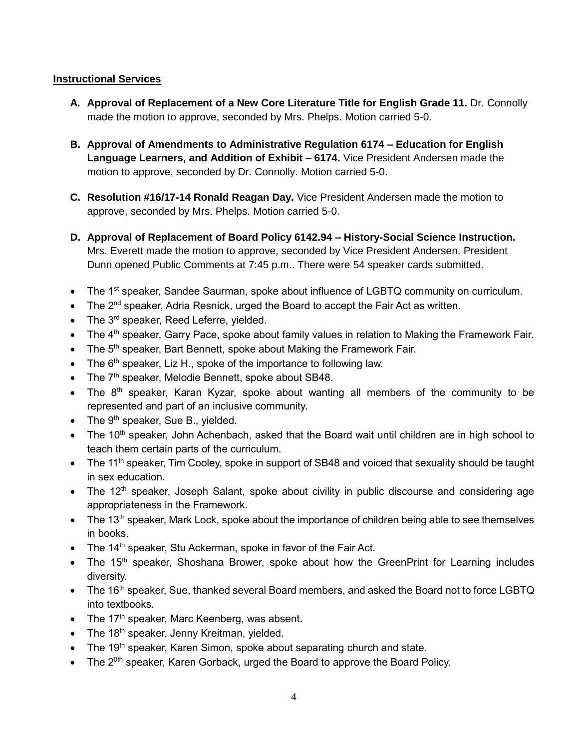**Instructional Services**

A. **Approval of Replacement of a New Core Literature Title for English Grade 11.** Dr. Connolly made the motion to approve, seconded by Mrs. Phelps. Motion carried 5-0.

B. **Approval of Amendments to Administrative Regulation 6174 – Education for English Language Learners, and Addition of Exhibit – 6174.** Vice President Andersen made the motion to approve, seconded by Dr. Connolly. Motion carried 5-0.

C. **Resolution #16/17-14 Ronald Reagan Day.** Vice President Andersen made the motion to approve, seconded by Mrs. Phelps. Motion carried 5-0.

D. **Approval of Replacement of Board Policy 6142.94 – History-Social Science Instruction.** Mrs. Everett made the motion to approve, seconded by Vice President Andersen. President Dunn opened Public Comments at 7:45 p.m.. There were 54 speaker cards submitted.

- The 1st speaker, Sandee Saurman, spoke about influence of LGBTQ community on curriculum.
- The 2nd speaker, Adria Resnick, urged the Board to accept the Fair Act as written.
- The 3rd speaker, Reed Leferre, yielded.
- The 4th speaker, Garry Pace, spoke about family values in relation to Making the Framework Fair.
- The 5th speaker, Bart Bennett, spoke about Making the Framework Fair.
- The 6th speaker, Liz H., spoke of the importance to following law.
- The 7th speaker, Melodie Bennett, spoke about SB48.
- The 8th speaker, Karan Kyzar, spoke about wanting all members of the community to be represented and part of an inclusive community.
- The 9th speaker, Sue B., yielded.
- The 10th speaker, John Achenbach, asked that the Board wait until children are in high school to teach them certain parts of the curriculum.
- The 11th speaker, Tim Cooley, spoke in support of SB48 and voiced that sexuality should be taught in sex education.
- The 12th speaker, Joseph Salant, spoke about civility in public discourse and considering age appropriateness in the Framework.
- The 13th speaker, Mark Lock, spoke about the importance of children being able to see themselves in books.
- The 14th speaker, Stu Ackerman, spoke in favor of the Fair Act.
- The 15th speaker, Shoshana Brower, spoke about how the GreenPrint for Learning includes diversity.
- The 16th speaker, Sue, thanked several Board members, and asked the Board not to force LGBTQ into textbooks.
- The 17th speaker, Marc Keenberg, was absent.
- The 18th speaker, Jenny Kreitman, yielded.
- The 19th speaker, Karen Simon, spoke about separating church and state.
- The 20th speaker, Karen Gorback, urged the Board to approve the Board Policy.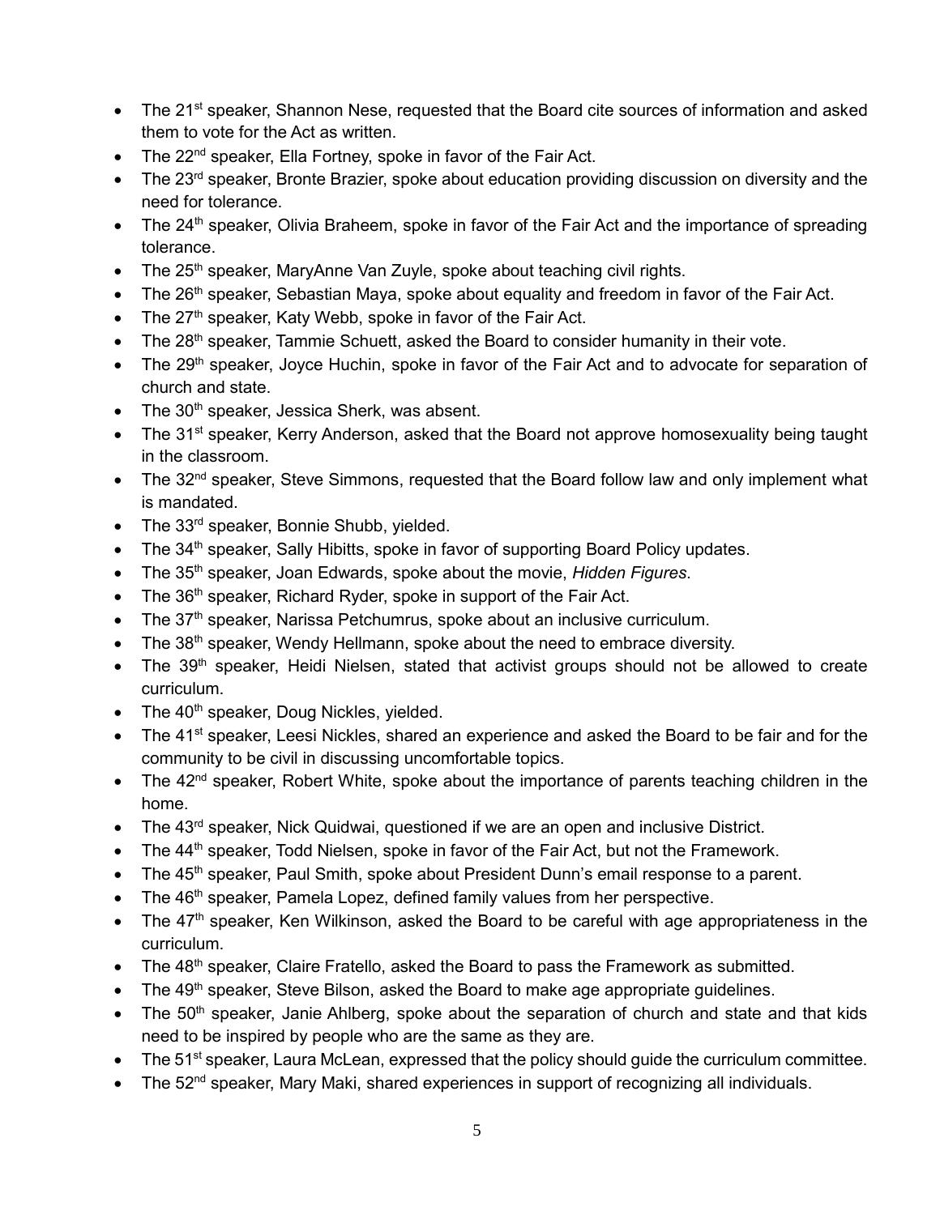- The 21st speaker, Shannon Nese, requested that the Board cite sources of information and asked them to vote for the Act as written.
- The 22nd speaker, Ella Fortney, spoke in favor of the Fair Act.
- The 23rd speaker, Bronte Brazier, spoke about education providing discussion on diversity and the need for tolerance.
- The 24th speaker, Olivia Braheem, spoke in favor of the Fair Act and the importance of spreading tolerance.
- The 25th speaker, MaryAnne Van Zuyle, spoke about teaching civil rights.
- The 26th speaker, Sebastian Maya, spoke about equality and freedom in favor of the Fair Act.
- The 27th speaker, Katy Webb, spoke in favor of the Fair Act.
- The 28th speaker, Tammie Schuett, asked the Board to consider humanity in their vote.
- The 29th speaker, Joyce Huchin, spoke in favor of the Fair Act and to advocate for separation of church and state.
- The 30th speaker, Jessica Sherk, was absent.
- The 31st speaker, Kerry Anderson, asked that the Board not approve homosexuality being taught in the classroom.
- The 32nd speaker, Steve Simmons, requested that the Board follow law and only implement what is mandated.
- The 33rd speaker, Bonnie Shubb, yielded.
- The 34th speaker, Sally Hibitts, spoke in favor of supporting Board Policy updates.
- The 35th speaker, Joan Edwards, spoke about the movie, *Hidden Figures*.
- The 36th speaker, Richard Ryder, spoke in support of the Fair Act.
- The 37th speaker, Narissa Petchumrus, spoke about an inclusive curriculum.
- The 38th speaker, Wendy Hellmann, spoke about the need to embrace diversity.
- The 39th speaker, Heidi Nielsen, stated that activist groups should not be allowed to create curriculum.
- The 40th speaker, Doug Nickles, yielded.
- The 41st speaker, Leesi Nickles, shared an experience and asked the Board to be fair and for the community to be civil in discussing uncomfortable topics.
- The 42nd speaker, Robert White, spoke about the importance of parents teaching children in the home.
- The 43rd speaker, Nick Quidwai, questioned if we are an open and inclusive District.
- The 44th speaker, Todd Nielsen, spoke in favor of the Fair Act, but not the Framework.
- The 45th speaker, Paul Smith, spoke about President Dunn's email response to a parent.
- The 46th speaker, Pamela Lopez, defined family values from her perspective.
- The 47th speaker, Ken Wilkinson, asked the Board to be careful with age appropriateness in the curriculum.
- The 48th speaker, Claire Fratello, asked the Board to pass the Framework as submitted.
- The 49th speaker, Steve Bilson, asked the Board to make age appropriate guidelines.
- The 50th speaker, Janie Ahlberg, spoke about the separation of church and state and that kids need to be inspired by people who are the same as they are.
- The 51st speaker, Laura McLean, expressed that the policy should guide the curriculum committee.
- The 52nd speaker, Mary Maki, shared experiences in support of recognizing all individuals.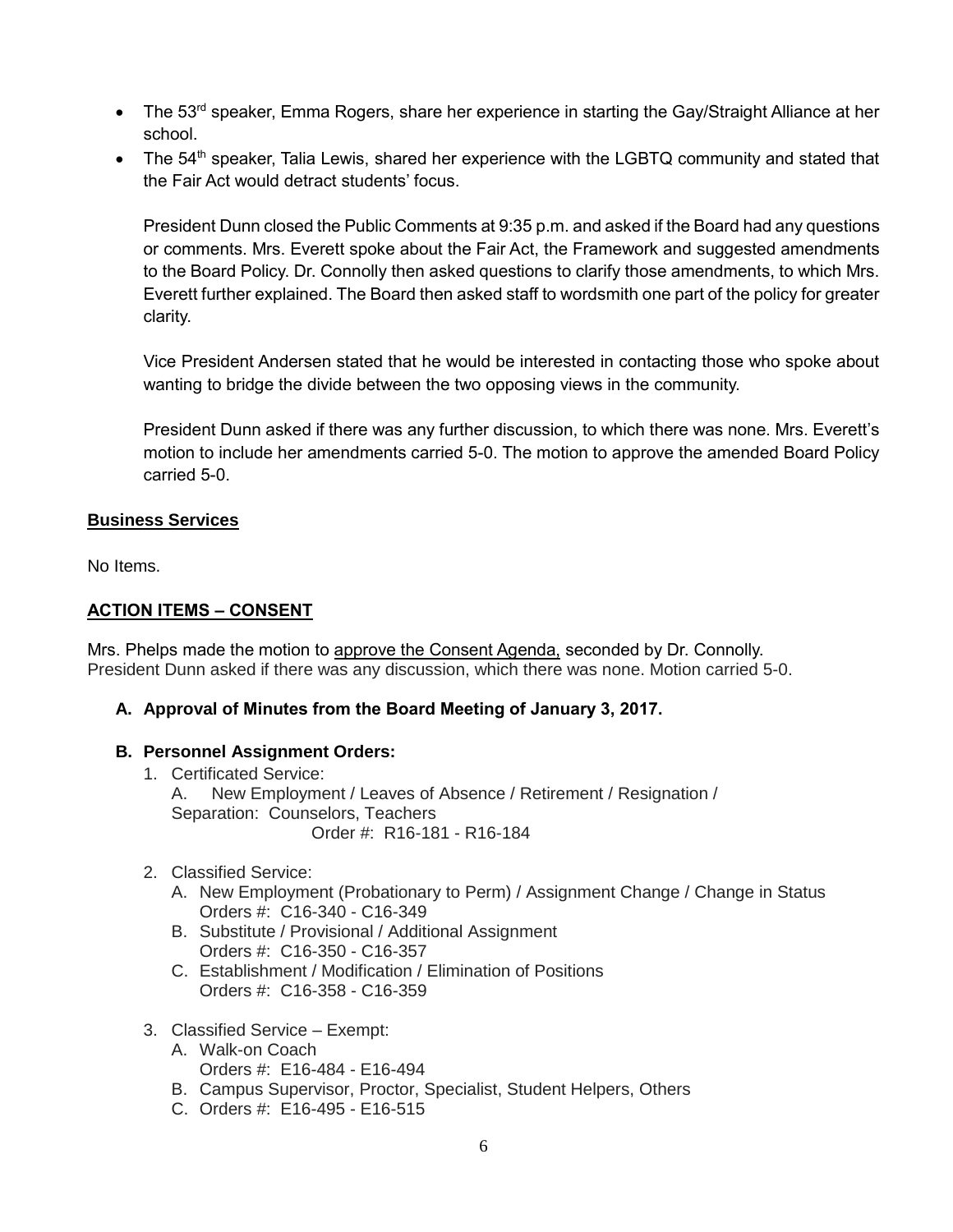- The 53rd speaker, Emma Rogers, share her experience in starting the Gay/Straight Alliance at her school.
- The 54th speaker, Talia Lewis, shared her experience with the LGBTQ community and stated that the Fair Act would detract students' focus.

  President Dunn closed the Public Comments at 9:35 p.m. and asked if the Board had any questions or comments. Mrs. Everett spoke about the Fair Act, the Framework and suggested amendments to the Board Policy. Dr. Connolly then asked questions to clarify those amendments, to which Mrs. Everett further explained. The Board then asked staff to wordsmith one part of the policy for greater clarity.

  Vice President Andersen stated that he would be interested in contacting those who spoke about wanting to bridge the divide between the two opposing views in the community.

  President Dunn asked if there was any further discussion, to which there was none. Mrs. Everett's motion to include her amendments carried 5-0. The motion to approve the amended Board Policy carried 5-0.

**Business Services**

No Items.

**ACTION ITEMS – CONSENT**

Mrs. Phelps made the motion to approve the Consent Agenda, seconded by Dr. Connolly. President Dunn asked if there was any discussion, which there was none. Motion carried 5-0.

**A. Approval of Minutes from the Board Meeting of January 3, 2017.**

**B. Personnel Assignment Orders:**

1. Certificated Service:
   A. New Employment / Leaves of Absence / Retirement / Resignation / Separation: Counselors, Teachers
   Order #: R16-181 - R16-184

2. Classified Service:
   A. New Employment (Probationary to Perm) / Assignment Change / Change in Status
   Orders #: C16-340 - C16-349
   B. Substitute / Provisional / Additional Assignment
   Orders #: C16-350 - C16-357
   C. Establishment / Modification / Elimination of Positions
   Orders #: C16-358 - C16-359

3. Classified Service – Exempt:
   A. Walk-on Coach
   Orders #: E16-484 - E16-494
   B. Campus Supervisor, Proctor, Specialist, Student Helpers, Others
   C. Orders #: E16-495 - E16-515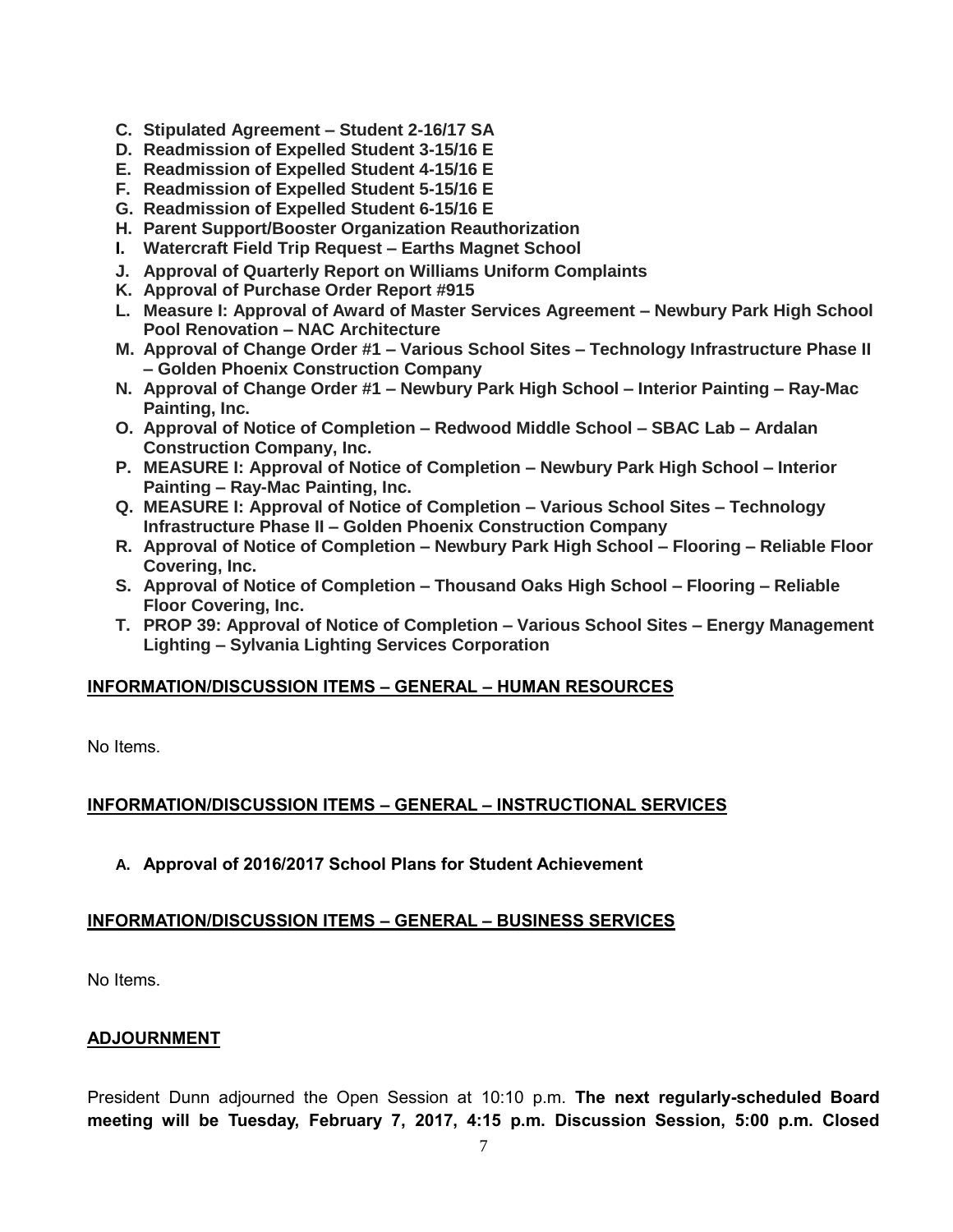C. **Stipulated Agreement – Student 2-16/17 SA**
D. **Readmission of Expelled Student 3-15/16 E**
E. **Readmission of Expelled Student 4-15/16 E**
F. **Readmission of Expelled Student 5-15/16 E**
G. **Readmission of Expelled Student 6-15/16 E**
H. **Parent Support/Booster Organization Reauthorization**
I. **Watercraft Field Trip Request – Earths Magnet School**
J. **Approval of Quarterly Report on Williams Uniform Complaints**
K. **Approval of Purchase Order Report #915**
L. **Measure I: Approval of Award of Master Services Agreement – Newbury Park High School Pool Renovation – NAC Architecture**
M. **Approval of Change Order #1 – Various School Sites – Technology Infrastructure Phase II – Golden Phoenix Construction Company**
N. **Approval of Change Order #1 – Newbury Park High School – Interior Painting – Ray-Mac Painting, Inc.**
O. **Approval of Notice of Completion – Redwood Middle School – SBAC Lab – Ardalan Construction Company, Inc.**
P. **MEASURE I: Approval of Notice of Completion – Newbury Park High School – Interior Painting – Ray-Mac Painting, Inc.**
Q. **MEASURE I: Approval of Notice of Completion – Various School Sites – Technology Infrastructure Phase II – Golden Phoenix Construction Company**
R. **Approval of Notice of Completion – Newbury Park High School – Flooring – Reliable Floor Covering, Inc.**
S. **Approval of Notice of Completion – Thousand Oaks High School – Flooring – Reliable Floor Covering, Inc.**
T. **PROP 39: Approval of Notice of Completion – Various School Sites – Energy Management Lighting – Sylvania Lighting Services Corporation**

## INFORMATION/DISCUSSION ITEMS – GENERAL – HUMAN RESOURCES

No Items.

## INFORMATION/DISCUSSION ITEMS – GENERAL – INSTRUCTIONAL SERVICES

A. **Approval of 2016/2017 School Plans for Student Achievement**

## INFORMATION/DISCUSSION ITEMS – GENERAL – BUSINESS SERVICES

No Items.

## ADJOURNMENT

President Dunn adjourned the Open Session at 10:10 p.m. **The next regularly-scheduled Board meeting will be Tuesday, February 7, 2017, 4:15 p.m. Discussion Session, 5:00 p.m. Closed**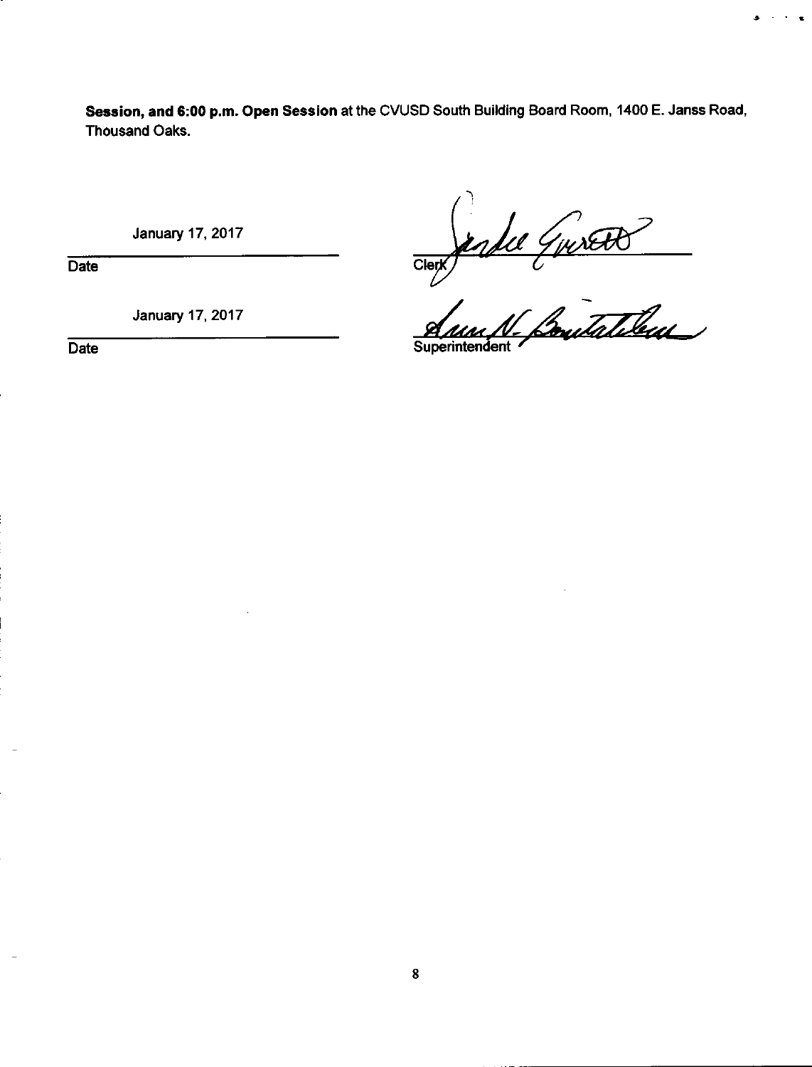**Session, and 6:00 p.m. Open Session** at the CVUSD South Building Board Room, 1400 E. Janss Road, Thousand Oaks.

January 17, 2017
Date

Clerk

January 17, 2017
Date

Superintendent